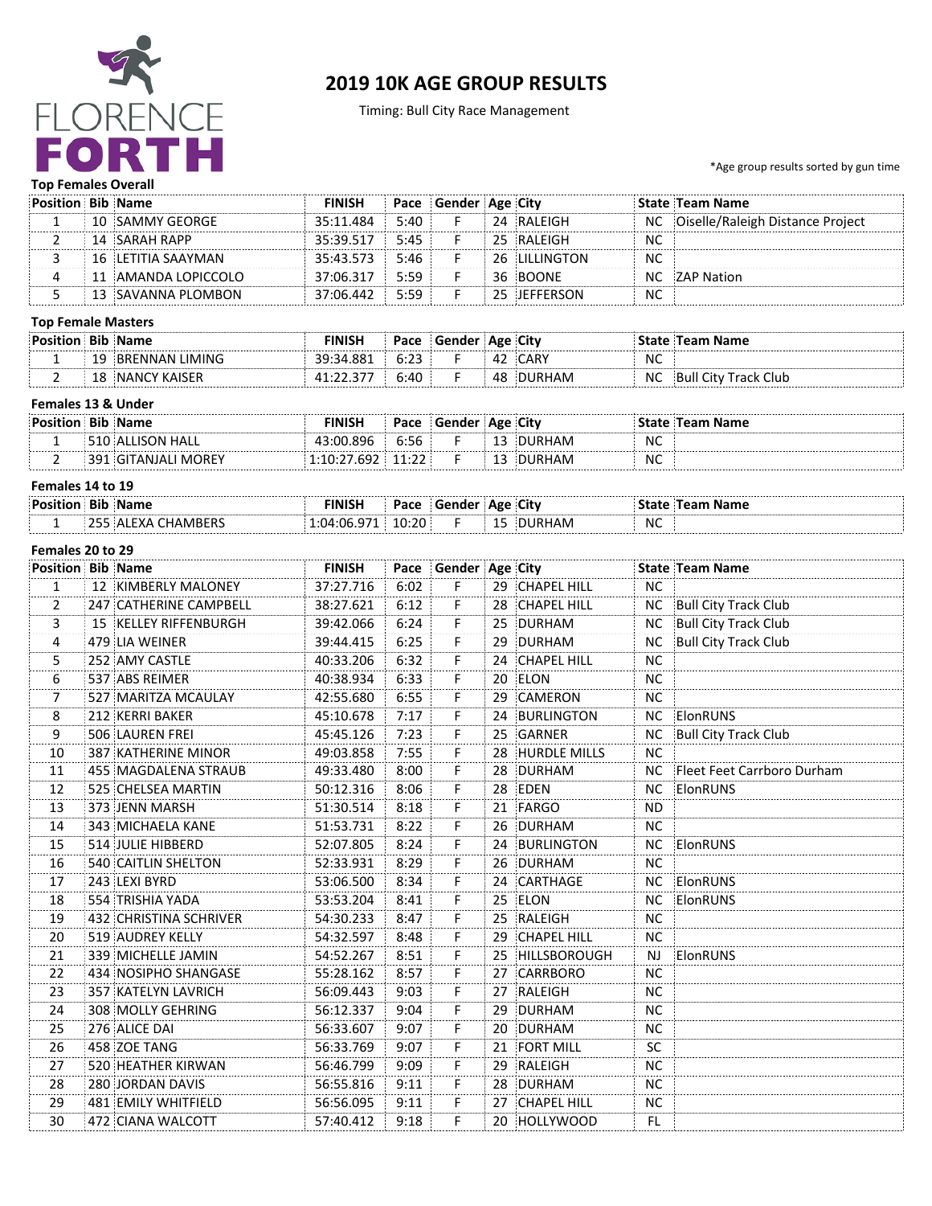# 2019 10K AGE GROUP RESULTS

Timing: Bull City Race Management

FLORENCE FORTH

*Age group results sorted by gun time

## Top Females Overall

| Position | Bib | Name | FINISH | Pace | Gender | Age | City | State | Team Name |
|---|---|---|---|---|---|---|---|---|---|
| 1 | 10 | SAMMY GEORGE | 35:11.484 | 5:40 | F | 24 | RALEIGH | NC | Oiselle/Raleigh Distance Project |
| 2 | 14 | SARAH RAPP | 35:39.517 | 5:45 | F | 25 | RALEIGH | NC | |
| 3 | 16 | LETITIA SAAYMAN | 35:43.573 | 5:46 | F | 26 | LILLINGTON | NC | |
| 4 | 11 | AMANDA LOPICCOLO | 37:06.317 | 5:59 | F | 36 | BOONE | NC | ZAP Nation |
| 5 | 13 | SAVANNA PLOMBON | 37:06.442 | 5:59 | F | 25 | JEFFERSON | NC | |

## Top Female Masters

| Position | Bib | Name | FINISH | Pace | Gender | Age | City | State | Team Name |
|---|---|---|---|---|---|---|---|---|---|
| 1 | 19 | BRENNAN LIMING | 39:34.881 | 6:23 | F | 42 | CARY | NC | |
| 2 | 18 | NANCY KAISER | 41:22.377 | 6:40 | F | 48 | DURHAM | NC | Bull City Track Club |

## Females 13 & Under

| Position | Bib | Name | FINISH | Pace | Gender | Age | City | State | Team Name |
|---|---|---|---|---|---|---|---|---|---|
| 1 | 510 | ALLISON HALL | 43:00.896 | 6:56 | F | 13 | DURHAM | NC | |
| 2 | 391 | GITANJALI MOREY | 1:10:27.692 | 11:22 | F | 13 | DURHAM | NC | |

## Females 14 to 19

| Position | Bib | Name | FINISH | Pace | Gender | Age | City | State | Team Name |
|---|---|---|---|---|---|---|---|---|---|
| 1 | 255 | ALEXA CHAMBERS | 1:04:06.971 | 10:20 | F | 15 | DURHAM | NC | |

## Females 20 to 29

| Position | Bib | Name | FINISH | Pace | Gender | Age | City | State | Team Name |
|---|---|---|---|---|---|---|---|---|---|
| 1 | 12 | KIMBERLY MALONEY | 37:27.716 | 6:02 | F | 29 | CHAPEL HILL | NC | |
| 2 | 247 | CATHERINE CAMPBELL | 38:27.621 | 6:12 | F | 28 | CHAPEL HILL | NC | Bull City Track Club |
| 3 | 15 | KELLEY RIFFENBURGH | 39:42.066 | 6:24 | F | 25 | DURHAM | NC | Bull City Track Club |
| 4 | 479 | LIA WEINER | 39:44.415 | 6:25 | F | 29 | DURHAM | NC | Bull City Track Club |
| 5 | 252 | AMY CASTLE | 40:33.206 | 6:32 | F | 24 | CHAPEL HILL | NC | |
| 6 | 537 | ABS REIMER | 40:38.934 | 6:33 | F | 20 | ELON | NC | |
| 7 | 527 | MARITZA MCAULAY | 42:55.680 | 6:55 | F | 29 | CAMERON | NC | |
| 8 | 212 | KERRI BAKER | 45:10.678 | 7:17 | F | 24 | BURLINGTON | NC | ElonRUNS |
| 9 | 506 | LAUREN FREI | 45:45.126 | 7:23 | F | 25 | GARNER | NC | Bull City Track Club |
| 10 | 387 | KATHERINE MINOR | 49:03.858 | 7:55 | F | 28 | HURDLE MILLS | NC | |
| 11 | 455 | MAGDALENA STRAUB | 49:33.480 | 8:00 | F | 28 | DURHAM | NC | Fleet Feet Carrboro Durham |
| 12 | 525 | CHELSEA MARTIN | 50:12.316 | 8:06 | F | 28 | EDEN | NC | ElonRUNS |
| 13 | 373 | JENN MARSH | 51:30.514 | 8:18 | F | 21 | FARGO | ND | |
| 14 | 343 | MICHAELA KANE | 51:53.731 | 8:22 | F | 26 | DURHAM | NC | |
| 15 | 514 | JULIE HIBBERD | 52:07.805 | 8:24 | F | 24 | BURLINGTON | NC | ElonRUNS |
| 16 | 540 | CAITLIN SHELTON | 52:33.931 | 8:29 | F | 26 | DURHAM | NC | |
| 17 | 243 | LEXI BYRD | 53:06.500 | 8:34 | F | 24 | CARTHAGE | NC | ElonRUNS |
| 18 | 554 | TRISHIA YADA | 53:53.204 | 8:41 | F | 25 | ELON | NC | ElonRUNS |
| 19 | 432 | CHRISTINA SCHRIVER | 54:30.233 | 8:47 | F | 25 | RALEIGH | NC | |
| 20 | 519 | AUDREY KELLY | 54:32.597 | 8:48 | F | 29 | CHAPEL HILL | NC | |
| 21 | 339 | MICHELLE JAMIN | 54:52.267 | 8:51 | F | 25 | HILLSBOROUGH | NJ | ElonRUNS |
| 22 | 434 | NOSIPHO SHANGASE | 55:28.162 | 8:57 | F | 27 | CARRBORO | NC | |
| 23 | 357 | KATELYN LAVRICH | 56:09.443 | 9:03 | F | 27 | RALEIGH | NC | |
| 24 | 308 | MOLLY GEHRING | 56:12.337 | 9:04 | F | 29 | DURHAM | NC | |
| 25 | 276 | ALICE DAI | 56:33.607 | 9:07 | F | 20 | DURHAM | NC | |
| 26 | 458 | ZOE TANG | 56:33.769 | 9:07 | F | 21 | FORT MILL | SC | |
| 27 | 520 | HEATHER KIRWAN | 56:46.799 | 9:09 | F | 29 | RALEIGH | NC | |
| 28 | 280 | JORDAN DAVIS | 56:55.816 | 9:11 | F | 28 | DURHAM | NC | |
| 29 | 481 | EMILY WHITFIELD | 56:56.095 | 9:11 | F | 27 | CHAPEL HILL | NC | |
| 30 | 472 | CIANA WALCOTT | 57:40.412 | 9:18 | F | 20 | HOLLYWOOD | FL | |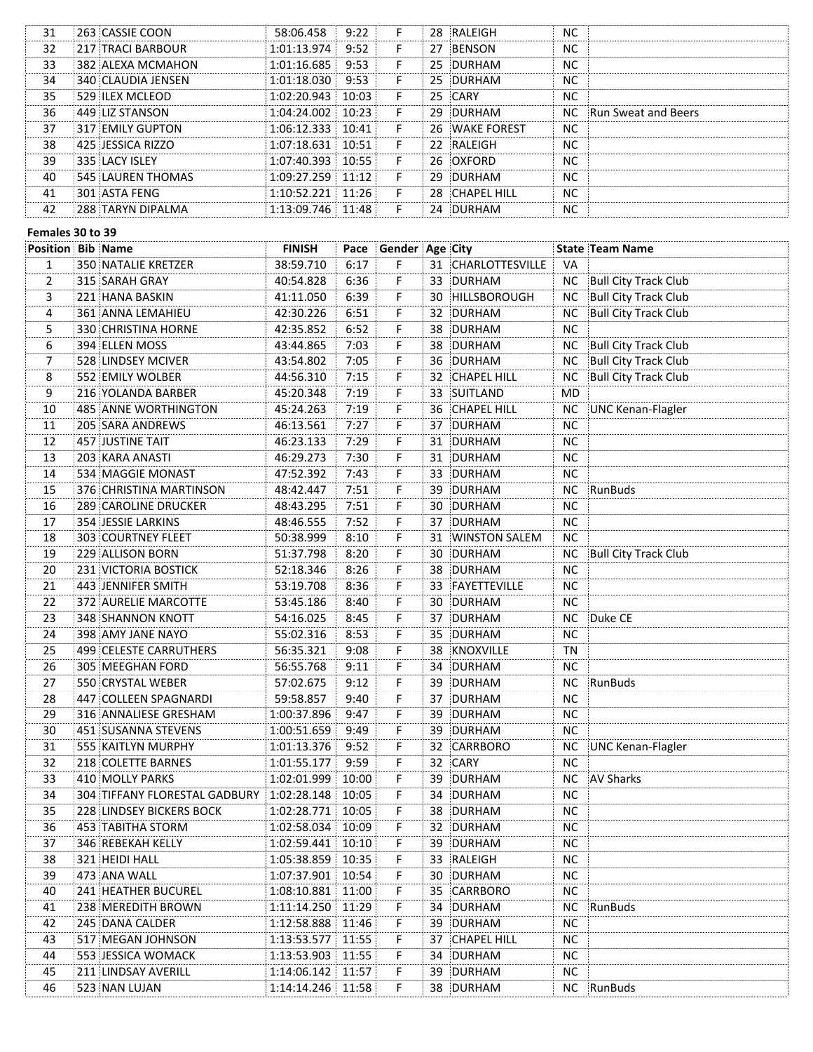| 31 | 263 | CASSIE COON | 58:06.458 | 9:22 | F | 28 | RALEIGH | NC | |
|---|---|---|---|---|---|---|---|---|---|
| 32 | 217 | TRACI BARBOUR | 1:01:13.974 | 9:52 | F | 27 | BENSON | NC | |
| 33 | 382 | ALEXA MCMAHON | 1:01:16.685 | 9:53 | F | 25 | DURHAM | NC | |
| 34 | 340 | CLAUDIA JENSEN | 1:01:18.030 | 9:53 | F | 25 | DURHAM | NC | |
| 35 | 529 | ILEX MCLEOD | 1:02:20.943 | 10:03 | F | 25 | CARY | NC | |
| 36 | 449 | LIZ STANSON | 1:04:24.002 | 10:23 | F | 29 | DURHAM | NC | Run Sweat and Beers |
| 37 | 317 | EMILY GUPTON | 1:06:12.333 | 10:41 | F | 26 | WAKE FOREST | NC | |
| 38 | 425 | JESSICA RIZZO | 1:07:18.631 | 10:51 | F | 22 | RALEIGH | NC | |
| 39 | 335 | LACY ISLEY | 1:07:40.393 | 10:55 | F | 26 | OXFORD | NC | |
| 40 | 545 | LAUREN THOMAS | 1:09:27.259 | 11:12 | F | 29 | DURHAM | NC | |
| 41 | 301 | ASTA FENG | 1:10:52.221 | 11:26 | F | 28 | CHAPEL HILL | NC | |
| 42 | 288 | TARYN DIPALMA | 1:13:09.746 | 11:48 | F | 24 | DURHAM | NC | |

**Females 30 to 39**

| Position | Bib | Name | FINISH | Pace | Gender | Age | City | State | Team Name |
|---|---|---|---|---|---|---|---|---|---|
| 1 | 350 | NATALIE KRETZER | 38:59.710 | 6:17 | F | 31 | CHARLOTTESVILLE | VA | |
| 2 | 315 | SARAH GRAY | 40:54.828 | 6:36 | F | 33 | DURHAM | NC | Bull City Track Club |
| 3 | 221 | HANA BASKIN | 41:11.050 | 6:39 | F | 30 | HILLSBOROUGH | NC | Bull City Track Club |
| 4 | 361 | ANNA LEMAHIEU | 42:30.226 | 6:51 | F | 32 | DURHAM | NC | Bull City Track Club |
| 5 | 330 | CHRISTINA HORNE | 42:35.852 | 6:52 | F | 38 | DURHAM | NC | |
| 6 | 394 | ELLEN MOSS | 43:44.865 | 7:03 | F | 38 | DURHAM | NC | Bull City Track Club |
| 7 | 528 | LINDSEY MCIVER | 43:54.802 | 7:05 | F | 36 | DURHAM | NC | Bull City Track Club |
| 8 | 552 | EMILY WOLBER | 44:56.310 | 7:15 | F | 32 | CHAPEL HILL | NC | Bull City Track Club |
| 9 | 216 | YOLANDA BARBER | 45:20.348 | 7:19 | F | 33 | SUITLAND | MD | |
| 10 | 485 | ANNE WORTHINGTON | 45:24.263 | 7:19 | F | 36 | CHAPEL HILL | NC | UNC Kenan-Flagler |
| 11 | 205 | SARA ANDREWS | 46:13.561 | 7:27 | F | 37 | DURHAM | NC | |
| 12 | 457 | JUSTINE TAIT | 46:23.133 | 7:29 | F | 31 | DURHAM | NC | |
| 13 | 203 | KARA ANASTI | 46:29.273 | 7:30 | F | 31 | DURHAM | NC | |
| 14 | 534 | MAGGIE MONAST | 47:52.392 | 7:43 | F | 33 | DURHAM | NC | |
| 15 | 376 | CHRISTINA MARTINSON | 48:42.447 | 7:51 | F | 39 | DURHAM | NC | RunBuds |
| 16 | 289 | CAROLINE DRUCKER | 48:43.295 | 7:51 | F | 30 | DURHAM | NC | |
| 17 | 354 | JESSIE LARKINS | 48:46.555 | 7:52 | F | 37 | DURHAM | NC | |
| 18 | 303 | COURTNEY FLEET | 50:38.999 | 8:10 | F | 31 | WINSTON SALEM | NC | |
| 19 | 229 | ALLISON BORN | 51:37.798 | 8:20 | F | 30 | DURHAM | NC | Bull City Track Club |
| 20 | 231 | VICTORIA BOSTICK | 52:18.346 | 8:26 | F | 38 | DURHAM | NC | |
| 21 | 443 | JENNIFER SMITH | 53:19.708 | 8:36 | F | 33 | FAYETTEVILLE | NC | |
| 22 | 372 | AURELIE MARCOTTE | 53:45.186 | 8:40 | F | 30 | DURHAM | NC | |
| 23 | 348 | SHANNON KNOTT | 54:16.025 | 8:45 | F | 37 | DURHAM | NC | Duke CE |
| 24 | 398 | AMY JANE NAYO | 55:02.316 | 8:53 | F | 35 | DURHAM | NC | |
| 25 | 499 | CELESTE CARRUTHERS | 56:35.321 | 9:08 | F | 38 | KNOXVILLE | TN | |
| 26 | 305 | MEEGHAN FORD | 56:55.768 | 9:11 | F | 34 | DURHAM | NC | |
| 27 | 550 | CRYSTAL WEBER | 57:02.675 | 9:12 | F | 39 | DURHAM | NC | RunBuds |
| 28 | 447 | COLLEEN SPAGNARDI | 59:58.857 | 9:40 | F | 37 | DURHAM | NC | |
| 29 | 316 | ANNALIESE GRESHAM | 1:00:37.896 | 9:47 | F | 39 | DURHAM | NC | |
| 30 | 451 | SUSANNA STEVENS | 1:00:51.659 | 9:49 | F | 39 | DURHAM | NC | |
| 31 | 555 | KAITLYN MURPHY | 1:01:13.376 | 9:52 | F | 32 | CARRBORO | NC | UNC Kenan-Flagler |
| 32 | 218 | COLETTE BARNES | 1:01:55.177 | 9:59 | F | 32 | CARY | NC | |
| 33 | 410 | MOLLY PARKS | 1:02:01.999 | 10:00 | F | 39 | DURHAM | NC | AV Sharks |
| 34 | 304 | TIFFANY FLORESTAL GADBURY | 1:02:28.148 | 10:05 | F | 34 | DURHAM | NC | |
| 35 | 228 | LINDSEY BICKERS BOCK | 1:02:28.771 | 10:05 | F | 38 | DURHAM | NC | |
| 36 | 453 | TABITHA STORM | 1:02:58.034 | 10:09 | F | 32 | DURHAM | NC | |
| 37 | 346 | REBEKAH KELLY | 1:02:59.441 | 10:10 | F | 39 | DURHAM | NC | |
| 38 | 321 | HEIDI HALL | 1:05:38.859 | 10:35 | F | 33 | RALEIGH | NC | |
| 39 | 473 | ANA WALL | 1:07:37.901 | 10:54 | F | 30 | DURHAM | NC | |
| 40 | 241 | HEATHER BUCUREL | 1:08:10.881 | 11:00 | F | 35 | CARRBORO | NC | |
| 41 | 238 | MEREDITH BROWN | 1:11:14.250 | 11:29 | F | 34 | DURHAM | NC | RunBuds |
| 42 | 245 | DANA CALDER | 1:12:58.888 | 11:46 | F | 39 | DURHAM | NC | |
| 43 | 517 | MEGAN JOHNSON | 1:13:53.577 | 11:55 | F | 37 | CHAPEL HILL | NC | |
| 44 | 553 | JESSICA WOMACK | 1:13:53.903 | 11:55 | F | 34 | DURHAM | NC | |
| 45 | 211 | LINDSAY AVERILL | 1:14:06.142 | 11:57 | F | 39 | DURHAM | NC | |
| 46 | 523 | NAN LUJAN | 1:14:14.246 | 11:58 | F | 38 | DURHAM | NC | RunBuds |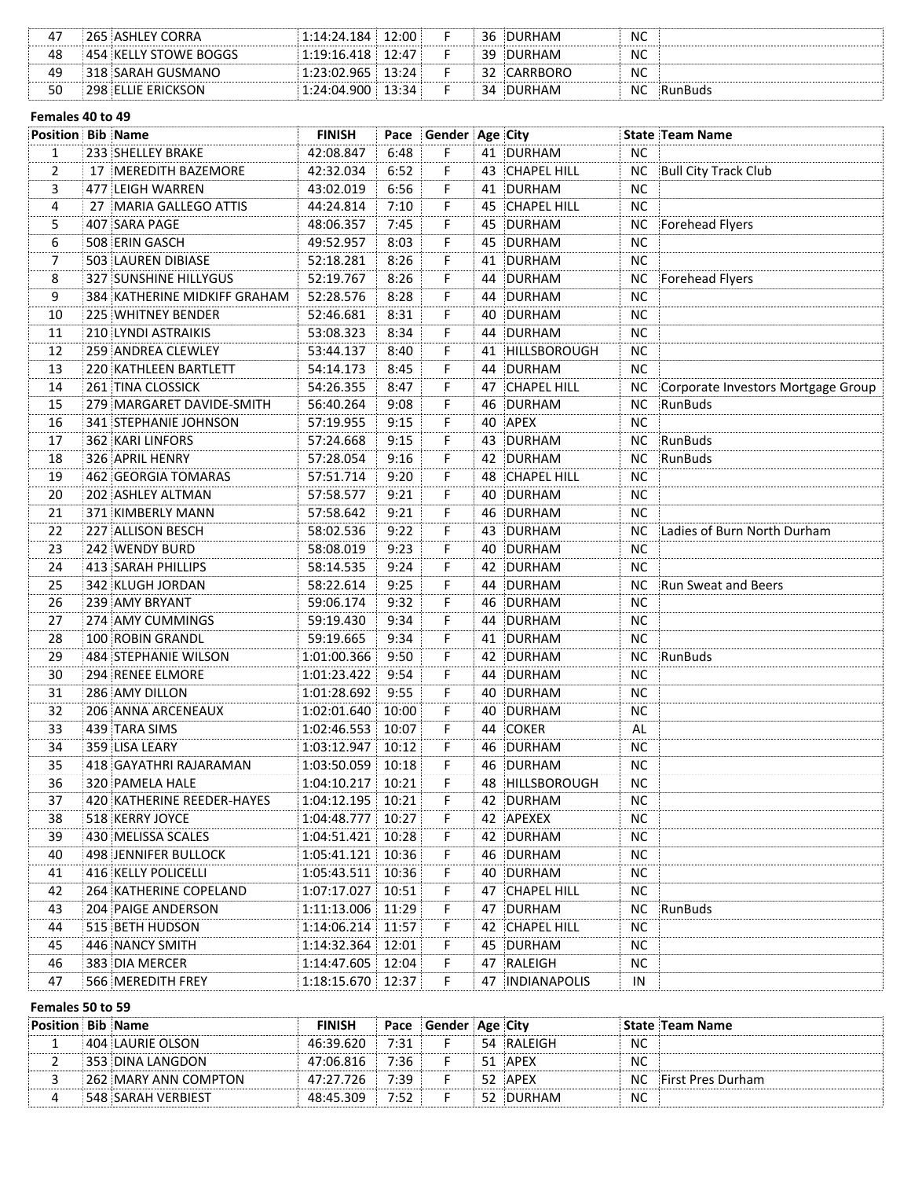| Position | Bib | Name | FINISH | Pace | Gender | Age | City | State | Team Name |
|---|---|---|---|---|---|---|---|---|---|
| 47 | 265 | ASHLEY CORRA | 1:14:24.184 | 12:00 | F | 36 | DURHAM | NC | |
| 48 | 454 | KELLY STOWE BOGGS | 1:19:16.418 | 12:47 | F | 39 | DURHAM | NC | |
| 49 | 318 | SARAH GUSMANO | 1:23:02.965 | 13:24 | F | 32 | CARRBORO | NC | |
| 50 | 298 | ELLIE ERICKSON | 1:24:04.900 | 13:34 | F | 34 | DURHAM | NC | RunBuds |

**Females 40 to 49**

| Position | Bib | Name | FINISH | Pace | Gender | Age | City | State | Team Name |
|---|---|---|---|---|---|---|---|---|---|
| 1 | 233 | SHELLEY BRAKE | 42:08.847 | 6:48 | F | 41 | DURHAM | NC | |
| 2 | 17 | MEREDITH BAZEMORE | 42:32.034 | 6:52 | F | 43 | CHAPEL HILL | NC | Bull City Track Club |
| 3 | 477 | LEIGH WARREN | 43:02.019 | 6:56 | F | 41 | DURHAM | NC | |
| 4 | 27 | MARIA GALLEGO ATTIS | 44:24.814 | 7:10 | F | 45 | CHAPEL HILL | NC | |
| 5 | 407 | SARA PAGE | 48:06.357 | 7:45 | F | 45 | DURHAM | NC | Forehead Flyers |
| 6 | 508 | ERIN GASCH | 49:52.957 | 8:03 | F | 45 | DURHAM | NC | |
| 7 | 503 | LAUREN DIBIASE | 52:18.281 | 8:26 | F | 41 | DURHAM | NC | |
| 8 | 327 | SUNSHINE HILLYGUS | 52:19.767 | 8:26 | F | 44 | DURHAM | NC | Forehead Flyers |
| 9 | 384 | KATHERINE MIDKIFF GRAHAM | 52:28.576 | 8:28 | F | 44 | DURHAM | NC | |
| 10 | 225 | WHITNEY BENDER | 52:46.681 | 8:31 | F | 40 | DURHAM | NC | |
| 11 | 210 | LYNDI ASTRAIKIS | 53:08.323 | 8:34 | F | 44 | DURHAM | NC | |
| 12 | 259 | ANDREA CLEWLEY | 53:44.137 | 8:40 | F | 41 | HILLSBOROUGH | NC | |
| 13 | 220 | KATHLEEN BARTLETT | 54:14.173 | 8:45 | F | 44 | DURHAM | NC | |
| 14 | 261 | TINA CLOSSICK | 54:26.355 | 8:47 | F | 47 | CHAPEL HILL | NC | Corporate Investors Mortgage Group |
| 15 | 279 | MARGARET DAVIDE-SMITH | 56:40.264 | 9:08 | F | 46 | DURHAM | NC | RunBuds |
| 16 | 341 | STEPHANIE JOHNSON | 57:19.955 | 9:15 | F | 40 | APEX | NC | |
| 17 | 362 | KARI LINFORS | 57:24.668 | 9:15 | F | 43 | DURHAM | NC | RunBuds |
| 18 | 326 | APRIL HENRY | 57:28.054 | 9:16 | F | 42 | DURHAM | NC | RunBuds |
| 19 | 462 | GEORGIA TOMARAS | 57:51.714 | 9:20 | F | 48 | CHAPEL HILL | NC | |
| 20 | 202 | ASHLEY ALTMAN | 57:58.577 | 9:21 | F | 40 | DURHAM | NC | |
| 21 | 371 | KIMBERLY MANN | 57:58.642 | 9:21 | F | 46 | DURHAM | NC | |
| 22 | 227 | ALLISON BESCH | 58:02.536 | 9:22 | F | 43 | DURHAM | NC | Ladies of Burn North Durham |
| 23 | 242 | WENDY BURD | 58:08.019 | 9:23 | F | 40 | DURHAM | NC | |
| 24 | 413 | SARAH PHILLIPS | 58:14.535 | 9:24 | F | 42 | DURHAM | NC | |
| 25 | 342 | KLUGH JORDAN | 58:22.614 | 9:25 | F | 44 | DURHAM | NC | Run Sweat and Beers |
| 26 | 239 | AMY BRYANT | 59:06.174 | 9:32 | F | 46 | DURHAM | NC | |
| 27 | 274 | AMY CUMMINGS | 59:19.430 | 9:34 | F | 44 | DURHAM | NC | |
| 28 | 100 | ROBIN GRANDL | 59:19.665 | 9:34 | F | 41 | DURHAM | NC | |
| 29 | 484 | STEPHANIE WILSON | 1:01:00.366 | 9:50 | F | 42 | DURHAM | NC | RunBuds |
| 30 | 294 | RENEE ELMORE | 1:01:23.422 | 9:54 | F | 44 | DURHAM | NC | |
| 31 | 286 | AMY DILLON | 1:01:28.692 | 9:55 | F | 40 | DURHAM | NC | |
| 32 | 206 | ANNA ARCENEAUX | 1:02:01.640 | 10:00 | F | 40 | DURHAM | NC | |
| 33 | 439 | TARA SIMS | 1:02:46.553 | 10:07 | F | 44 | COKER | AL | |
| 34 | 359 | LISA LEARY | 1:03:12.947 | 10:12 | F | 46 | DURHAM | NC | |
| 35 | 418 | GAYATHRI RAJARAMAN | 1:03:50.059 | 10:18 | F | 46 | DURHAM | NC | |
| 36 | 320 | PAMELA HALE | 1:04:10.217 | 10:21 | F | 48 | HILLSBOROUGH | NC | |
| 37 | 420 | KATHERINE REEDER-HAYES | 1:04:12.195 | 10:21 | F | 42 | DURHAM | NC | |
| 38 | 518 | KERRY JOYCE | 1:04:48.777 | 10:27 | F | 42 | APEXEX | NC | |
| 39 | 430 | MELISSA SCALES | 1:04:51.421 | 10:28 | F | 42 | DURHAM | NC | |
| 40 | 498 | JENNIFER BULLOCK | 1:05:41.121 | 10:36 | F | 46 | DURHAM | NC | |
| 41 | 416 | KELLY POLICELLI | 1:05:43.511 | 10:36 | F | 40 | DURHAM | NC | |
| 42 | 264 | KATHERINE COPELAND | 1:07:17.027 | 10:51 | F | 47 | CHAPEL HILL | NC | |
| 43 | 204 | PAIGE ANDERSON | 1:11:13.006 | 11:29 | F | 47 | DURHAM | NC | RunBuds |
| 44 | 515 | BETH HUDSON | 1:14:06.214 | 11:57 | F | 42 | CHAPEL HILL | NC | |
| 45 | 446 | NANCY SMITH | 1:14:32.364 | 12:01 | F | 45 | DURHAM | NC | |
| 46 | 383 | DIA MERCER | 1:14:47.605 | 12:04 | F | 47 | RALEIGH | NC | |
| 47 | 566 | MEREDITH FREY | 1:18:15.670 | 12:37 | F | 47 | INDIANAPOLIS | IN | |

**Females 50 to 59**

| Position | Bib | Name | FINISH | Pace | Gender | Age | City | State | Team Name |
|---|---|---|---|---|---|---|---|---|---|
| 1 | 404 | LAURIE OLSON | 46:39.620 | 7:31 | F | 54 | RALEIGH | NC | |
| 2 | 353 | DINA LANGDON | 47:06.816 | 7:36 | F | 51 | APEX | NC | |
| 3 | 262 | MARY ANN COMPTON | 47:27.726 | 7:39 | F | 52 | APEX | NC | First Pres Durham |
| 4 | 548 | SARAH VERBIEST | 48:45.309 | 7:52 | F | 52 | DURHAM | NC | |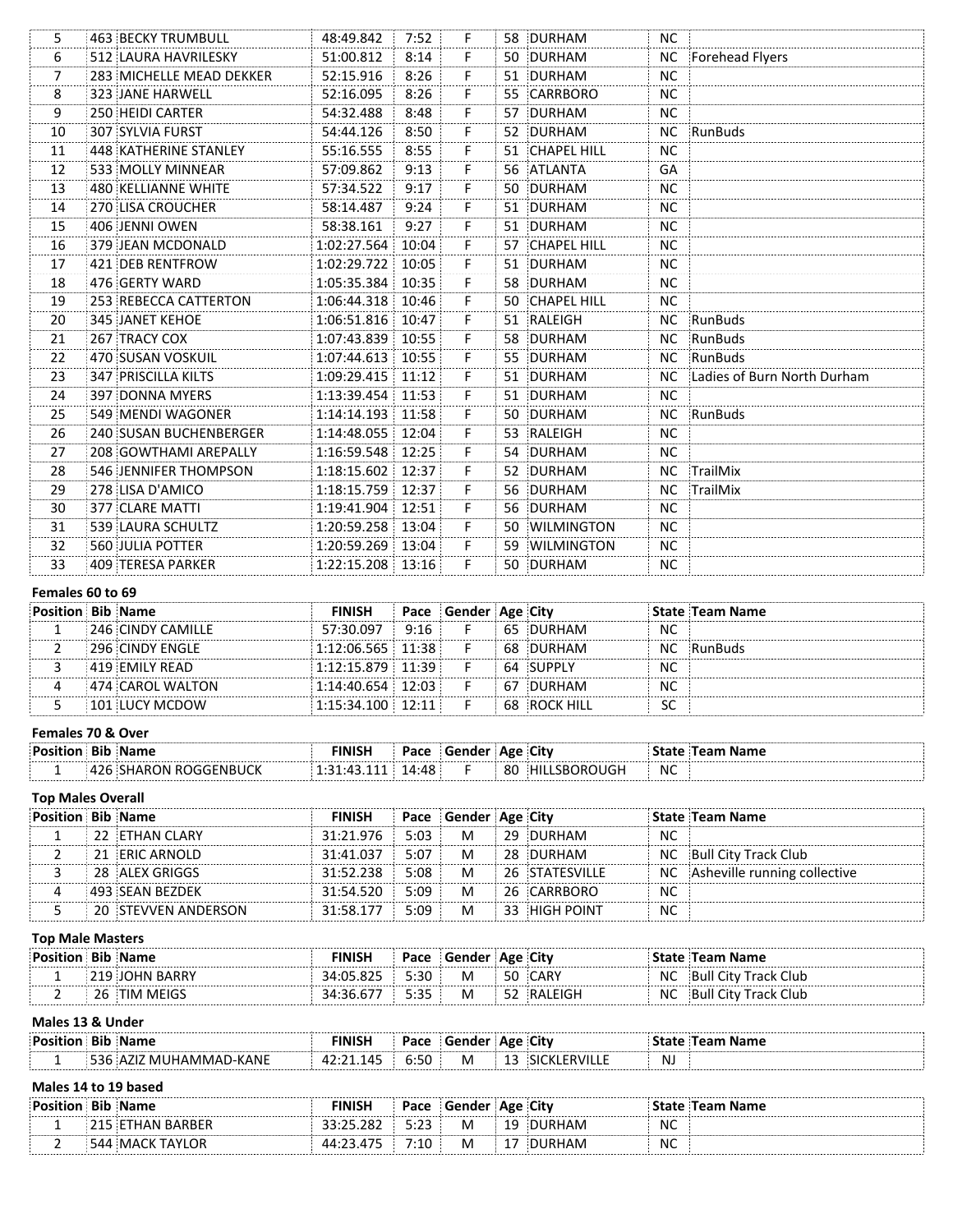| Position | Bib | Name | FINISH | Pace | Gender | Age | City | State | Team Name |
|---|---|---|---|---|---|---|---|---|---|
| 5 | 463 | BECKY TRUMBULL | 48:49.842 | 7:52 | F | 58 | DURHAM | NC | |
| 6 | 512 | LAURA HAVRILESKY | 51:00.812 | 8:14 | F | 50 | DURHAM | NC | Forehead Flyers |
| 7 | 283 | MICHELLE MEAD DEKKER | 52:15.916 | 8:26 | F | 51 | DURHAM | NC | |
| 8 | 323 | JANE HARWELL | 52:16.095 | 8:26 | F | 55 | CARRBORO | NC | |
| 9 | 250 | HEIDI CARTER | 54:32.488 | 8:48 | F | 57 | DURHAM | NC | |
| 10 | 307 | SYLVIA FURST | 54:44.126 | 8:50 | F | 52 | DURHAM | NC | RunBuds |
| 11 | 448 | KATHERINE STANLEY | 55:16.555 | 8:55 | F | 51 | CHAPEL HILL | NC | |
| 12 | 533 | MOLLY MINNEAR | 57:09.862 | 9:13 | F | 56 | ATLANTA | GA | |
| 13 | 480 | KELLIANNE WHITE | 57:34.522 | 9:17 | F | 50 | DURHAM | NC | |
| 14 | 270 | LISA CROUCHER | 58:14.487 | 9:24 | F | 51 | DURHAM | NC | |
| 15 | 406 | JENNI OWEN | 58:38.161 | 9:27 | F | 51 | DURHAM | NC | |
| 16 | 379 | JEAN MCDONALD | 1:02:27.564 | 10:04 | F | 57 | CHAPEL HILL | NC | |
| 17 | 421 | DEB RENTFROW | 1:02:29.722 | 10:05 | F | 51 | DURHAM | NC | |
| 18 | 476 | GERTY WARD | 1:05:35.384 | 10:35 | F | 58 | DURHAM | NC | |
| 19 | 253 | REBECCA CATTERTON | 1:06:44.318 | 10:46 | F | 50 | CHAPEL HILL | NC | |
| 20 | 345 | JANET KEHOE | 1:06:51.816 | 10:47 | F | 51 | RALEIGH | NC | RunBuds |
| 21 | 267 | TRACY COX | 1:07:43.839 | 10:55 | F | 58 | DURHAM | NC | RunBuds |
| 22 | 470 | SUSAN VOSKUIL | 1:07:44.613 | 10:55 | F | 55 | DURHAM | NC | RunBuds |
| 23 | 347 | PRISCILLA KILTS | 1:09:29.415 | 11:12 | F | 51 | DURHAM | NC | Ladies of Burn North Durham |
| 24 | 397 | DONNA MYERS | 1:13:39.454 | 11:53 | F | 51 | DURHAM | NC | |
| 25 | 549 | MENDI WAGONER | 1:14:14.193 | 11:58 | F | 50 | DURHAM | NC | RunBuds |
| 26 | 240 | SUSAN BUCHENBERGER | 1:14:48.055 | 12:04 | F | 53 | RALEIGH | NC | |
| 27 | 208 | GOWTHAMI AREPALLY | 1:16:59.548 | 12:25 | F | 54 | DURHAM | NC | |
| 28 | 546 | JENNIFER THOMPSON | 1:18:15.602 | 12:37 | F | 52 | DURHAM | NC | TrailMix |
| 29 | 278 | LISA D'AMICO | 1:18:15.759 | 12:37 | F | 56 | DURHAM | NC | TrailMix |
| 30 | 377 | CLARE MATTI | 1:19:41.904 | 12:51 | F | 56 | DURHAM | NC | |
| 31 | 539 | LAURA SCHULTZ | 1:20:59.258 | 13:04 | F | 50 | WILMINGTON | NC | |
| 32 | 560 | JULIA POTTER | 1:20:59.269 | 13:04 | F | 59 | WILMINGTON | NC | |
| 33 | 409 | TERESA PARKER | 1:22:15.208 | 13:16 | F | 50 | DURHAM | NC | |

**Females 60 to 69**

| Position | Bib | Name | FINISH | Pace | Gender | Age | City | State | Team Name |
|---|---|---|---|---|---|---|---|---|---|
| 1 | 246 | CINDY CAMILLE | 57:30.097 | 9:16 | F | 65 | DURHAM | NC | |
| 2 | 296 | CINDY ENGLE | 1:12:06.565 | 11:38 | F | 68 | DURHAM | NC | RunBuds |
| 3 | 419 | EMILY READ | 1:12:15.879 | 11:39 | F | 64 | SUPPLY | NC | |
| 4 | 474 | CAROL WALTON | 1:14:40.654 | 12:03 | F | 67 | DURHAM | NC | |
| 5 | 101 | LUCY MCDOW | 1:15:34.100 | 12:11 | F | 68 | ROCK HILL | SC | |

**Females 70 & Over**

| Position | Bib | Name | FINISH | Pace | Gender | Age | City | State | Team Name |
|---|---|---|---|---|---|---|---|---|---|
| 1 | 426 | SHARON ROGGENBUCK | 1:31:43.111 | 14:48 | F | 80 | HILLSBOROUGH | NC | |

**Top Males Overall**

| Position | Bib | Name | FINISH | Pace | Gender | Age | City | State | Team Name |
|---|---|---|---|---|---|---|---|---|---|
| 1 | 22 | ETHAN CLARY | 31:21.976 | 5:03 | M | 29 | DURHAM | NC | |
| 2 | 21 | ERIC ARNOLD | 31:41.037 | 5:07 | M | 28 | DURHAM | NC | Bull City Track Club |
| 3 | 28 | ALEX GRIGGS | 31:52.238 | 5:08 | M | 26 | STATESVILLE | NC | Asheville running collective |
| 4 | 493 | SEAN BEZDEK | 31:54.520 | 5:09 | M | 26 | CARRBORO | NC | |
| 5 | 20 | STEVVEN ANDERSON | 31:58.177 | 5:09 | M | 33 | HIGH POINT | NC | |

**Top Male Masters**

| Position | Bib | Name | FINISH | Pace | Gender | Age | City | State | Team Name |
|---|---|---|---|---|---|---|---|---|---|
| 1 | 219 | JOHN BARRY | 34:05.825 | 5:30 | M | 50 | CARY | NC | Bull City Track Club |
| 2 | 26 | TIM MEIGS | 34:36.677 | 5:35 | M | 52 | RALEIGH | NC | Bull City Track Club |

**Males 13 & Under**

| Position | Bib | Name | FINISH | Pace | Gender | Age | City | State | Team Name |
|---|---|---|---|---|---|---|---|---|---|
| 1 | 536 | AZIZ MUHAMMAD-KANE | 42:21.145 | 6:50 | M | 13 | SICKLERVILLE | NJ | |

**Males 14 to 19 based**

| Position | Bib | Name | FINISH | Pace | Gender | Age | City | State | Team Name |
|---|---|---|---|---|---|---|---|---|---|
| 1 | 215 | ETHAN BARBER | 33:25.282 | 5:23 | M | 19 | DURHAM | NC | |
| 2 | 544 | MACK TAYLOR | 44:23.475 | 7:10 | M | 17 | DURHAM | NC | |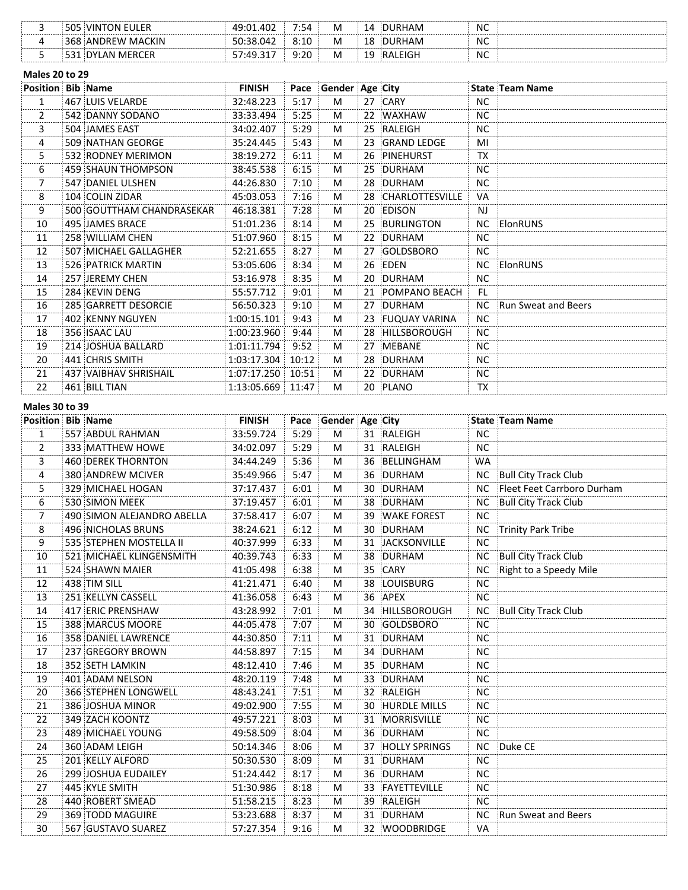| Position | Bib | Name | FINISH | Pace | Gender | Age | City | State | Team Name |
|---|---|---|---|---|---|---|---|---|---|
| 3 | 505 | VINTON EULER | 49:01.402 | 7:54 | M | 14 | DURHAM | NC | |
| 4 | 368 | ANDREW MACKIN | 50:38.042 | 8:10 | M | 18 | DURHAM | NC | |
| 5 | 531 | DYLAN MERCER | 57:49.317 | 9:20 | M | 19 | RALEIGH | NC | |

**Males 20 to 29**

| Position | Bib | Name | FINISH | Pace | Gender | Age | City | State | Team Name |
|---|---|---|---|---|---|---|---|---|---|
| 1 | 467 | LUIS VELARDE | 32:48.223 | 5:17 | M | 27 | CARY | NC | |
| 2 | 542 | DANNY SODANO | 33:33.494 | 5:25 | M | 22 | WAXHAW | NC | |
| 3 | 504 | JAMES EAST | 34:02.407 | 5:29 | M | 25 | RALEIGH | NC | |
| 4 | 509 | NATHAN GEORGE | 35:24.445 | 5:43 | M | 23 | GRAND LEDGE | MI | |
| 5 | 532 | RODNEY MERIMON | 38:19.272 | 6:11 | M | 26 | PINEHURST | TX | |
| 6 | 459 | SHAUN THOMPSON | 38:45.538 | 6:15 | M | 25 | DURHAM | NC | |
| 7 | 547 | DANIEL ULSHEN | 44:26.830 | 7:10 | M | 28 | DURHAM | NC | |
| 8 | 104 | COLIN ZIDAR | 45:03.053 | 7:16 | M | 28 | CHARLOTTESVILLE | VA | |
| 9 | 500 | GOUTTHAM CHANDRASEKAR | 46:18.381 | 7:28 | M | 20 | EDISON | NJ | |
| 10 | 495 | JAMES BRACE | 51:01.236 | 8:14 | M | 25 | BURLINGTON | NC | ElonRUNS |
| 11 | 258 | WILLIAM CHEN | 51:07.960 | 8:15 | M | 22 | DURHAM | NC | |
| 12 | 507 | MICHAEL GALLAGHER | 52:21.655 | 8:27 | M | 27 | GOLDSBORO | NC | |
| 13 | 526 | PATRICK MARTIN | 53:05.606 | 8:34 | M | 26 | EDEN | NC | ElonRUNS |
| 14 | 257 | JEREMY CHEN | 53:16.978 | 8:35 | M | 20 | DURHAM | NC | |
| 15 | 284 | KEVIN DENG | 55:57.712 | 9:01 | M | 21 | POMPANO BEACH | FL | |
| 16 | 285 | GARRETT DESORCIE | 56:50.323 | 9:10 | M | 27 | DURHAM | NC | Run Sweat and Beers |
| 17 | 402 | KENNY NGUYEN | 1:00:15.101 | 9:43 | M | 23 | FUQUAY VARINA | NC | |
| 18 | 356 | ISAAC LAU | 1:00:23.960 | 9:44 | M | 28 | HILLSBOROUGH | NC | |
| 19 | 214 | JOSHUA BALLARD | 1:01:11.794 | 9:52 | M | 27 | MEBANE | NC | |
| 20 | 441 | CHRIS SMITH | 1:03:17.304 | 10:12 | M | 28 | DURHAM | NC | |
| 21 | 437 | VAIBHAV SHRISHAIL | 1:07:17.250 | 10:51 | M | 22 | DURHAM | NC | |
| 22 | 461 | BILL TIAN | 1:13:05.669 | 11:47 | M | 20 | PLANO | TX | |

**Males 30 to 39**

| Position | Bib | Name | FINISH | Pace | Gender | Age | City | State | Team Name |
|---|---|---|---|---|---|---|---|---|---|
| 1 | 557 | ABDUL RAHMAN | 33:59.724 | 5:29 | M | 31 | RALEIGH | NC | |
| 2 | 333 | MATTHEW HOWE | 34:02.097 | 5:29 | M | 31 | RALEIGH | NC | |
| 3 | 460 | DEREK THORNTON | 34:44.249 | 5:36 | M | 36 | BELLINGHAM | WA | |
| 4 | 380 | ANDREW MCIVER | 35:49.966 | 5:47 | M | 36 | DURHAM | NC | Bull City Track Club |
| 5 | 329 | MICHAEL HOGAN | 37:17.437 | 6:01 | M | 30 | DURHAM | NC | Fleet Feet Carrboro Durham |
| 6 | 530 | SIMON MEEK | 37:19.457 | 6:01 | M | 38 | DURHAM | NC | Bull City Track Club |
| 7 | 490 | SIMON ALEJANDRO ABELLA | 37:58.417 | 6:07 | M | 39 | WAKE FOREST | NC | |
| 8 | 496 | NICHOLAS BRUNS | 38:24.621 | 6:12 | M | 30 | DURHAM | NC | Trinity Park Tribe |
| 9 | 535 | STEPHEN MOSTELLA II | 40:37.999 | 6:33 | M | 31 | JACKSONVILLE | NC | |
| 10 | 521 | MICHAEL KLINGENSMITH | 40:39.743 | 6:33 | M | 38 | DURHAM | NC | Bull City Track Club |
| 11 | 524 | SHAWN MAIER | 41:05.498 | 6:38 | M | 35 | CARY | NC | Right to a Speedy Mile |
| 12 | 438 | TIM SILL | 41:21.471 | 6:40 | M | 38 | LOUISBURG | NC | |
| 13 | 251 | KELLYN CASSELL | 41:36.058 | 6:43 | M | 36 | APEX | NC | |
| 14 | 417 | ERIC PRENSHAW | 43:28.992 | 7:01 | M | 34 | HILLSBOROUGH | NC | Bull City Track Club |
| 15 | 388 | MARCUS MOORE | 44:05.478 | 7:07 | M | 30 | GOLDSBORO | NC | |
| 16 | 358 | DANIEL LAWRENCE | 44:30.850 | 7:11 | M | 31 | DURHAM | NC | |
| 17 | 237 | GREGORY BROWN | 44:58.897 | 7:15 | M | 34 | DURHAM | NC | |
| 18 | 352 | SETH LAMKIN | 48:12.410 | 7:46 | M | 35 | DURHAM | NC | |
| 19 | 401 | ADAM NELSON | 48:20.119 | 7:48 | M | 33 | DURHAM | NC | |
| 20 | 366 | STEPHEN LONGWELL | 48:43.241 | 7:51 | M | 32 | RALEIGH | NC | |
| 21 | 386 | JOSHUA MINOR | 49:02.900 | 7:55 | M | 30 | HURDLE MILLS | NC | |
| 22 | 349 | ZACH KOONTZ | 49:57.221 | 8:03 | M | 31 | MORRISVILLE | NC | |
| 23 | 489 | MICHAEL YOUNG | 49:58.509 | 8:04 | M | 36 | DURHAM | NC | |
| 24 | 360 | ADAM LEIGH | 50:14.346 | 8:06 | M | 37 | HOLLY SPRINGS | NC | Duke CE |
| 25 | 201 | KELLY ALFORD | 50:30.530 | 8:09 | M | 31 | DURHAM | NC | |
| 26 | 299 | JOSHUA EUDAILEY | 51:24.442 | 8:17 | M | 36 | DURHAM | NC | |
| 27 | 445 | KYLE SMITH | 51:30.986 | 8:18 | M | 33 | FAYETTEVILLE | NC | |
| 28 | 440 | ROBERT SMEAD | 51:58.215 | 8:23 | M | 39 | RALEIGH | NC | |
| 29 | 369 | TODD MAGUIRE | 53:23.688 | 8:37 | M | 31 | DURHAM | NC | Run Sweat and Beers |
| 30 | 567 | GUSTAVO SUAREZ | 57:27.354 | 9:16 | M | 32 | WOODBRIDGE | VA | |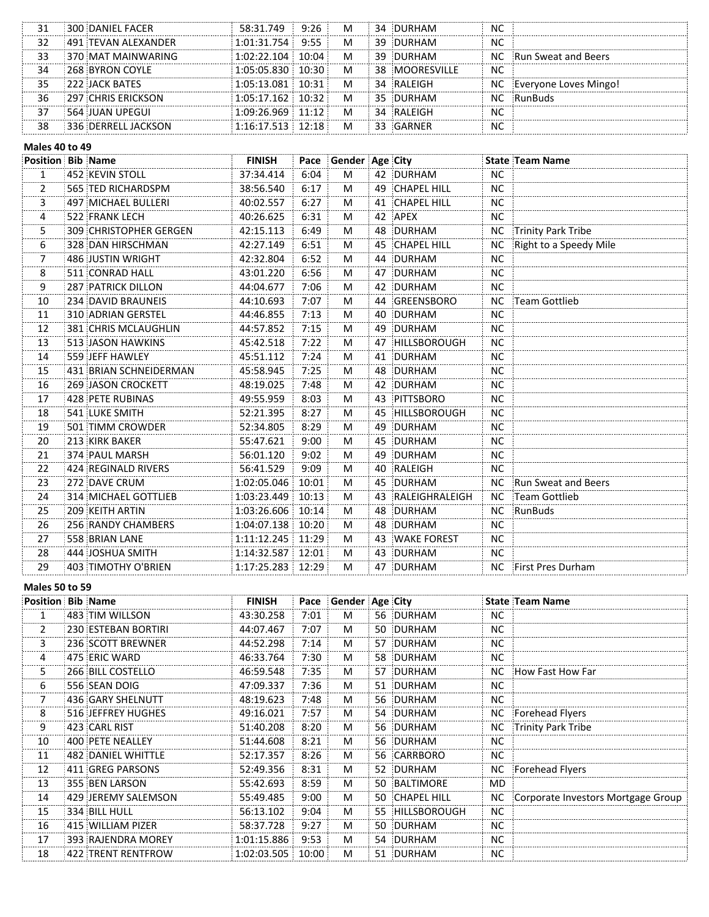| Position | Bib | Name | FINISH | Pace | Gender | Age | City | State | Team Name |
|---|---|---|---|---|---|---|---|---|---|
| 31 | 300 | DANIEL FACER | 58:31.749 | 9:26 | M | 34 | DURHAM | NC | |
| 32 | 491 | TEVAN ALEXANDER | 1:01:31.754 | 9:55 | M | 39 | DURHAM | NC | |
| 33 | 370 | MAT MAINWARING | 1:02:22.104 | 10:04 | M | 39 | DURHAM | NC | Run Sweat and Beers |
| 34 | 268 | BYRON COYLE | 1:05:05.830 | 10:30 | M | 38 | MOORESVILLE | NC | |
| 35 | 222 | JACK BATES | 1:05:13.081 | 10:31 | M | 34 | RALEIGH | NC | Everyone Loves Mingo! |
| 36 | 297 | CHRIS ERICKSON | 1:05:17.162 | 10:32 | M | 35 | DURHAM | NC | RunBuds |
| 37 | 564 | JUAN UPEGUI | 1:09:26.969 | 11:12 | M | 34 | RALEIGH | NC | |
| 38 | 336 | DERRELL JACKSON | 1:16:17.513 | 12:18 | M | 33 | GARNER | NC | |

**Males 40 to 49**

| Position | Bib | Name | FINISH | Pace | Gender | Age | City | State | Team Name |
|---|---|---|---|---|---|---|---|---|---|
| 1 | 452 | KEVIN STOLL | 37:34.414 | 6:04 | M | 42 | DURHAM | NC | |
| 2 | 565 | TED RICHARDSPM | 38:56.540 | 6:17 | M | 49 | CHAPEL HILL | NC | |
| 3 | 497 | MICHAEL BULLERI | 40:02.557 | 6:27 | M | 41 | CHAPEL HILL | NC | |
| 4 | 522 | FRANK LECH | 40:26.625 | 6:31 | M | 42 | APEX | NC | |
| 5 | 309 | CHRISTOPHER GERGEN | 42:15.113 | 6:49 | M | 48 | DURHAM | NC | Trinity Park Tribe |
| 6 | 328 | DAN HIRSCHMAN | 42:27.149 | 6:51 | M | 45 | CHAPEL HILL | NC | Right to a Speedy Mile |
| 7 | 486 | JUSTIN WRIGHT | 42:32.804 | 6:52 | M | 44 | DURHAM | NC | |
| 8 | 511 | CONRAD HALL | 43:01.220 | 6:56 | M | 47 | DURHAM | NC | |
| 9 | 287 | PATRICK DILLON | 44:04.677 | 7:06 | M | 42 | DURHAM | NC | |
| 10 | 234 | DAVID BRAUNEIS | 44:10.693 | 7:07 | M | 44 | GREENSBORO | NC | Team Gottlieb |
| 11 | 310 | ADRIAN GERSTEL | 44:46.855 | 7:13 | M | 40 | DURHAM | NC | |
| 12 | 381 | CHRIS MCLAUGHLIN | 44:57.852 | 7:15 | M | 49 | DURHAM | NC | |
| 13 | 513 | JASON HAWKINS | 45:42.518 | 7:22 | M | 47 | HILLSBOROUGH | NC | |
| 14 | 559 | JEFF HAWLEY | 45:51.112 | 7:24 | M | 41 | DURHAM | NC | |
| 15 | 431 | BRIAN SCHNEIDERMAN | 45:58.945 | 7:25 | M | 48 | DURHAM | NC | |
| 16 | 269 | JASON CROCKETT | 48:19.025 | 7:48 | M | 42 | DURHAM | NC | |
| 17 | 428 | PETE RUBINAS | 49:55.959 | 8:03 | M | 43 | PITTSBORO | NC | |
| 18 | 541 | LUKE SMITH | 52:21.395 | 8:27 | M | 45 | HILLSBOROUGH | NC | |
| 19 | 501 | TIMM CROWDER | 52:34.805 | 8:29 | M | 49 | DURHAM | NC | |
| 20 | 213 | KIRK BAKER | 55:47.621 | 9:00 | M | 45 | DURHAM | NC | |
| 21 | 374 | PAUL MARSH | 56:01.120 | 9:02 | M | 49 | DURHAM | NC | |
| 22 | 424 | REGINALD RIVERS | 56:41.529 | 9:09 | M | 40 | RALEIGH | NC | |
| 23 | 272 | DAVE CRUM | 1:02:05.046 | 10:01 | M | 45 | DURHAM | NC | Run Sweat and Beers |
| 24 | 314 | MICHAEL GOTTLIEB | 1:03:23.449 | 10:13 | M | 43 | RALEIGHRALEIGH | NC | Team Gottlieb |
| 25 | 209 | KEITH ARTIN | 1:03:26.606 | 10:14 | M | 48 | DURHAM | NC | RunBuds |
| 26 | 256 | RANDY CHAMBERS | 1:04:07.138 | 10:20 | M | 48 | DURHAM | NC | |
| 27 | 558 | BRIAN LANE | 1:11:12.245 | 11:29 | M | 43 | WAKE FOREST | NC | |
| 28 | 444 | JOSHUA SMITH | 1:14:32.587 | 12:01 | M | 43 | DURHAM | NC | |
| 29 | 403 | TIMOTHY O'BRIEN | 1:17:25.283 | 12:29 | M | 47 | DURHAM | NC | First Pres Durham |

**Males 50 to 59**

| Position | Bib | Name | FINISH | Pace | Gender | Age | City | State | Team Name |
|---|---|---|---|---|---|---|---|---|---|
| 1 | 483 | TIM WILLSON | 43:30.258 | 7:01 | M | 56 | DURHAM | NC | |
| 2 | 230 | ESTEBAN BORTIRI | 44:07.467 | 7:07 | M | 50 | DURHAM | NC | |
| 3 | 236 | SCOTT BREWNER | 44:52.298 | 7:14 | M | 57 | DURHAM | NC | |
| 4 | 475 | ERIC WARD | 46:33.764 | 7:30 | M | 58 | DURHAM | NC | |
| 5 | 266 | BILL COSTELLO | 46:59.548 | 7:35 | M | 57 | DURHAM | NC | How Fast How Far |
| 6 | 556 | SEAN DOIG | 47:09.337 | 7:36 | M | 51 | DURHAM | NC | |
| 7 | 436 | GARY SHELNUTT | 48:19.623 | 7:48 | M | 56 | DURHAM | NC | |
| 8 | 516 | JEFFREY HUGHES | 49:16.021 | 7:57 | M | 54 | DURHAM | NC | Forehead Flyers |
| 9 | 423 | CARL RIST | 51:40.208 | 8:20 | M | 56 | DURHAM | NC | Trinity Park Tribe |
| 10 | 400 | PETE NEALLEY | 51:44.608 | 8:21 | M | 56 | DURHAM | NC | |
| 11 | 482 | DANIEL WHITTLE | 52:17.357 | 8:26 | M | 56 | CARRBORO | NC | |
| 12 | 411 | GREG PARSONS | 52:49.356 | 8:31 | M | 52 | DURHAM | NC | Forehead Flyers |
| 13 | 355 | BEN LARSON | 55:42.693 | 8:59 | M | 50 | BALTIMORE | MD | |
| 14 | 429 | JEREMY SALEMSON | 55:49.485 | 9:00 | M | 50 | CHAPEL HILL | NC | Corporate Investors Mortgage Group |
| 15 | 334 | BILL HULL | 56:13.102 | 9:04 | M | 55 | HILLSBOROUGH | NC | |
| 16 | 415 | WILLIAM PIZER | 58:37.728 | 9:27 | M | 50 | DURHAM | NC | |
| 17 | 393 | RAJENDRA MOREY | 1:01:15.886 | 9:53 | M | 54 | DURHAM | NC | |
| 18 | 422 | TRENT RENTFROW | 1:02:03.505 | 10:00 | M | 51 | DURHAM | NC | |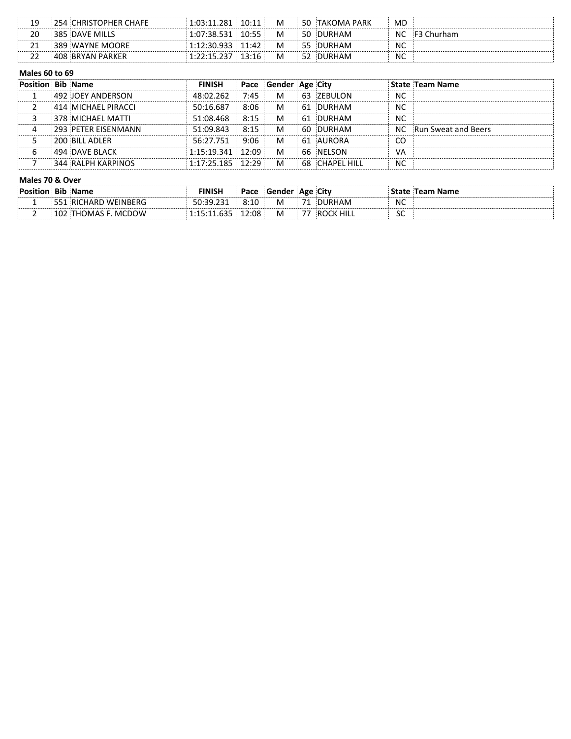| | | | | | | | | | |
|---|---|---|---|---|---|---|---|---|---|
| 19 | 254 | CHRISTOPHER CHAFE | 1:03:11.281 | 10:11 | M | 50 | TAKOMA PARK | MD | |
| 20 | 385 | DAVE MILLS | 1:07:38.531 | 10:55 | M | 50 | DURHAM | NC | F3 Churham |
| 21 | 389 | WAYNE MOORE | 1:12:30.933 | 11:42 | M | 55 | DURHAM | NC | |
| 22 | 408 | BRYAN PARKER | 1:22:15.237 | 13:16 | M | 52 | DURHAM | NC | |

**Males 60 to 69**

| Position | Bib | Name | FINISH | Pace | Gender | Age | City | State | Team Name |
|---|---|---|---|---|---|---|---|---|---|
| 1 | 492 | JOEY ANDERSON | 48:02.262 | 7:45 | M | 63 | ZEBULON | NC | |
| 2 | 414 | MICHAEL PIRACCI | 50:16.687 | 8:06 | M | 61 | DURHAM | NC | |
| 3 | 378 | MICHAEL MATTI | 51:08.468 | 8:15 | M | 61 | DURHAM | NC | |
| 4 | 293 | PETER EISENMANN | 51:09.843 | 8:15 | M | 60 | DURHAM | NC | Run Sweat and Beers |
| 5 | 200 | BILL ADLER | 56:27.751 | 9:06 | M | 61 | AURORA | CO | |
| 6 | 494 | DAVE BLACK | 1:15:19.341 | 12:09 | M | 66 | NELSON | VA | |
| 7 | 344 | RALPH KARPINOS | 1:17:25.185 | 12:29 | M | 68 | CHAPEL HILL | NC | |

**Males 70 & Over**

| Position | Bib | Name | FINISH | Pace | Gender | Age | City | State | Team Name |
|---|---|---|---|---|---|---|---|---|---|
| 1 | 551 | RICHARD WEINBERG | 50:39.231 | 8:10 | M | 71 | DURHAM | NC | |
| 2 | 102 | THOMAS F. MCDOW | 1:15:11.635 | 12:08 | M | 77 | ROCK HILL | SC | |